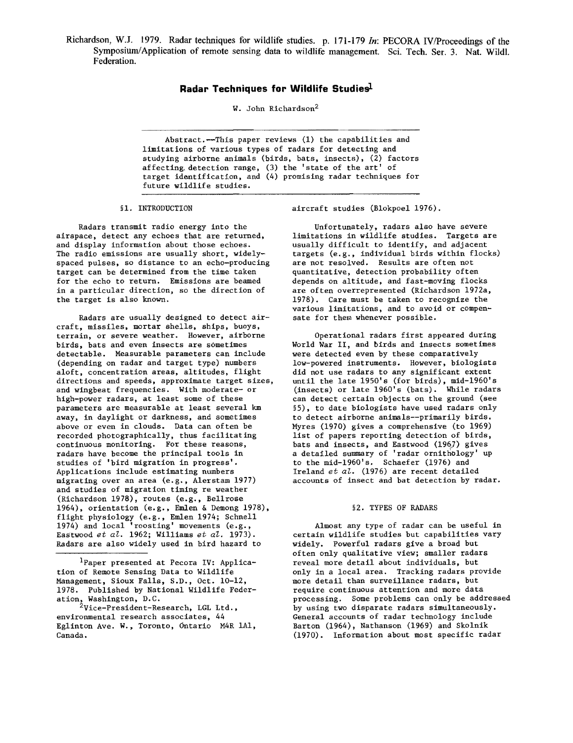Richardson, W.J. 1979. Radar techniques for wildlife studies. p. 171-179 *In*: PECORA IV/Proceedings of the Symposium/Application of remote sensing data to wildlife management. Sci. Tech. Ser. 3. Nat. Wildl. Federation.

# Radar Techniques for Wildlife Studies[1]

W. John Richardson[2]

Abstract.—This paper reviews (1) the capabilities and limitations of various types of radars for detecting and studying airborne animals (birds, bats, insects), (2) factors affecting detection range, (3) the 'state of the art' of target identification, and (4) promising radar techniques for future wildlife studies.

## §1. INTRODUCTION

Radars transmit radio energy into the airspace, detect any echoes that are returned, and display information about those echoes. The radio emissions are usually short, widely-spaced pulses, so distance to an echo-producing target can be determined from the time taken for the echo to return. Emissions are beamed in a particular direction, so the direction of the target is also known.

Radars are usually designed to detect aircraft, missiles, mortar shells, ships, buoys, terrain, or severe weather. However, airborne birds, bats and even insects are sometimes detectable. Measurable parameters can include (depending on radar and target type) numbers aloft, concentration areas, altitudes, flight directions and speeds, approximate target sizes, and wingbeat frequencies. With moderate- or high-power radars, at least some of these parameters are measurable at least several km away, in daylight or darkness, and sometimes above or even in clouds. Data can often be recorded photographically, thus facilitating continuous monitoring. For these reasons, radars have become the principal tools in studies of 'bird migration in progress'. Applications include estimating numbers migrating over an area (e.g., Alerstam 1977) and studies of migration timing re weather (Richardson 1978), routes (e.g., Bellrose 1964), orientation (e.g., Emlen & Demong 1978), flight physiology (e.g., Emlen 1974; Schnell 1974) and local 'roosting' movements (e.g., Eastwood *et al.* 1962; Williams *et al.* 1973). Radars are also widely used in bird hazard to aircraft studies (Blokpoel 1976).

Unfortunately, radars also have severe limitations in wildlife studies. Targets are usually difficult to identify, and adjacent targets (e.g., individual birds within flocks) are not resolved. Results are often not quantitative, detection probability often depends on altitude, and fast-moving flocks are often overrepresented (Richardson 1972a, 1978). Care must be taken to recognize the various limitations, and to avoid or compensate for them whenever possible.

Operational radars first appeared during World War II, and birds and insects sometimes were detected even by these comparatively low-powered instruments. However, biologists did not use radars to any significant extent until the late 1950's (for birds), mid-1960's (insects) or late 1960's (bats). While radars can detect certain objects on the ground (see §5), to date biologists have used radars only to detect airborne animals—primarily birds. Myres (1970) gives a comprehensive (to 1969) list of papers reporting detection of birds, bats and insects, and Eastwood (1967) gives a detailed summary of 'radar ornithology' up to the mid-1960's. Schaefer (1976) and Ireland *et al.* (1976) are recent detailed accounts of insect and bat detection by radar.

## §2. TYPES OF RADARS

Almost any type of radar can be useful in certain wildlife studies but capabilities vary widely. Powerful radars give a broad but often only qualitative view; smaller radars reveal more detail about individuals, but only in a local area. Tracking radars provide more detail than surveillance radars, but require continuous attention and more data processing. Some problems can only be addressed by using two disparate radars simultaneously. General accounts of radar technology include Barton (1964), Nathanson (1969) and Skolnik (1970). Information about most specific radar

---

[1]Paper presented at Pecora IV: Application of Remote Sensing Data to Wildlife Management, Sioux Falls, S.D., Oct. 10-12, 1978. Published by National Wildlife Federation, Washington, D.C.

[2]Vice-President-Research, LGL Ltd., environmental research associates, 44 Eglinton Ave. W., Toronto, Ontario M4R 1A1, Canada.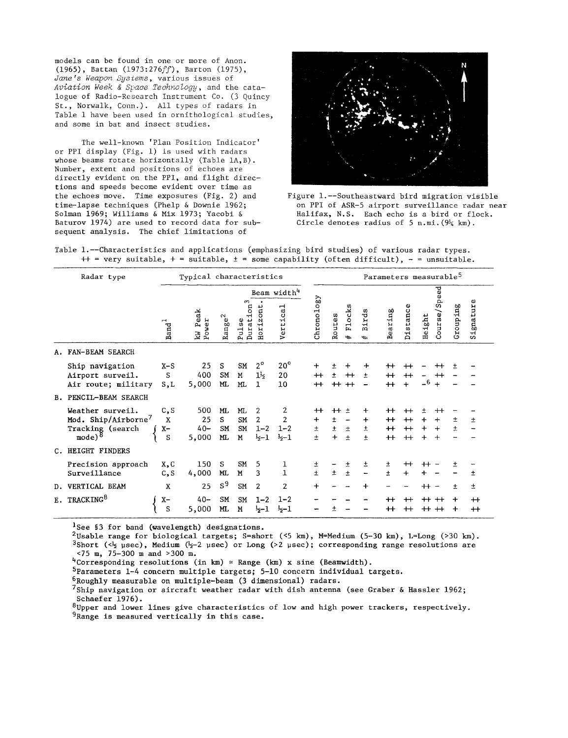models can be found in one or more of Anon. (1965), Battan (1973:276*ff*), Barton (1975), *Jane's Weapon Systems*, various issues of *Aviation Week & Space Technology*, and the catalogue of Radio-Research Instrument Co. (3 Quincy St., Norwalk, Conn.). All types of radars in Table 1 have been used in ornithological studies, and some in bat and insect studies.

The well-known 'Plan Position Indicator' or PPI display (Fig. 1) is used with radars whose beams rotate horizontally (Table 1A,B). Number, extent and positions of echoes are directly evident on the PPI, and flight directions and speeds become evident over time as the echoes move. Time exposures (Fig. 2) and time-lapse techniques (Phelp & Downie 1962; Solman 1969; Williams & Mix 1973; Yacobi & Baturov 1974) are used to record data for subsequent analysis. The chief limitations of

Figure 1.--Southeastward bird migration visible on PPI of ASR-5 airport surveillance radar near Halifax, N.S. Each echo is a bird or flock. Circle denotes radius of 5 n.mi.(9¼ km).

Table 1.--Characteristics and applications (emphasizing bird studies) of various radar types. ++ = very suitable, + = suitable, ± = some capability (often difficult), - = unsuitable.

| Radar type | Typical characteristics | | | | | | Parameters measurable[5] | | | | | | | | | |
|---|---|---|---|---|---|---|---|---|---|---|---|---|---|---|---|---|
| | | | | | Beam width[4] | | | | | | | | | | | |
| | Band[1] | kW Peak Power | Range[2] | Pulse Duration[3] | Horizont. | Vertical | Chronology | Routes | # Flocks | # Birds | Bearing | Distance | Height | Course/Speed | Grouping | Signature |
| **A. FAN-BEAM SEARCH** | | | | | | | | | | | | | | | | |
| Ship navigation | X–S | 25 | S | SM | 2° | 20° | + | ± | + | + | ++ | ++ | - | ++ | ± | - |
| Airport surveil. | S | 400 | SM | M | 1½ | 20 | ++ | ± | ++ | ± | ++ | ++ | - | ++ | - | - |
| Air route; military | S,L | 5,000 | ML | ML | 1 | 10 | ++ | ++ | ++ | - | ++ | + | -[6] | + | - | - |
| **B. PENCIL-BEAM SEARCH** | | | | | | | | | | | | | | | | |
| Weather surveil. | C,S | 500 | ML | ML | 2 | 2 | ++ | ++ | ± | + | ++ | ++ | ± | ++ | - | - |
| Mod. Ship/Airborne[7] | X | 25 | S | SM | 2 | 2 | + | ± | - | + | ++ | ++ | + | + | ± | ± |
| Tracking (search mode)[8] | X– | 40– | SM | SM | 1–2 | 1–2 | ± | ± | ± | ± | ++ | ++ | + | + | ± | - |
| | S | 5,000 | ML | M | ½–1 | ½–1 | ± | + | ± | ± | ++ | ++ | + | + | - | - |
| **C. HEIGHT FINDERS** | | | | | | | | | | | | | | | | |
| Precision approach | X,C | 150 | S | SM | 5 | 1 | ± | - | ± | ± | ± | ++ | ++ | - | ± | - |
| Surveillance | C,S | 4,000 | ML | M | 3 | 1 | ± | ± | ± | - | ± | + | + | - | - | ± |
| **D. VERTICAL BEAM** | X | 25 | S[9] | SM | 2 | 2 | + | - | - | + | - | - | ++ | - | ± | ± |
| **E. TRACKING[8]** | X– | 40– | SM | SM | 1–2 | 1–2 | - | - | - | - | ++ | ++ | ++ | ++ | + | ++ |
| | S | 5,000 | ML | M | ½–1 | ½–1 | - | ± | - | - | ++ | ++ | ++ | ++ | + | ++ |

[1]See §3 for band (wavelength) designations.
[2]Usable range for biological targets; S=short (<5 km), M=Medium (5–30 km), L=Long (>30 km).
[3]Short (<½ μsec), Medium (½–2 μsec) or Long (>2 μsec); corresponding range resolutions are <75 m, 75–300 m and >300 m.
[4]Corresponding resolutions (in km) ≈ Range (km) x sine (Beamwidth).
[5]Parameters 1-4 concern multiple targets; 5-10 concern individual targets.
[6]Roughly measurable on multiple-beam (3 dimensional) radars.
[7]Ship navigation or aircraft weather radar with dish antenna (see Graber & Hassler 1962; Schaefer 1976).
[8]Upper and lower lines give characteristics of low and high power trackers, respectively.
[9]Range is measured vertically in this case.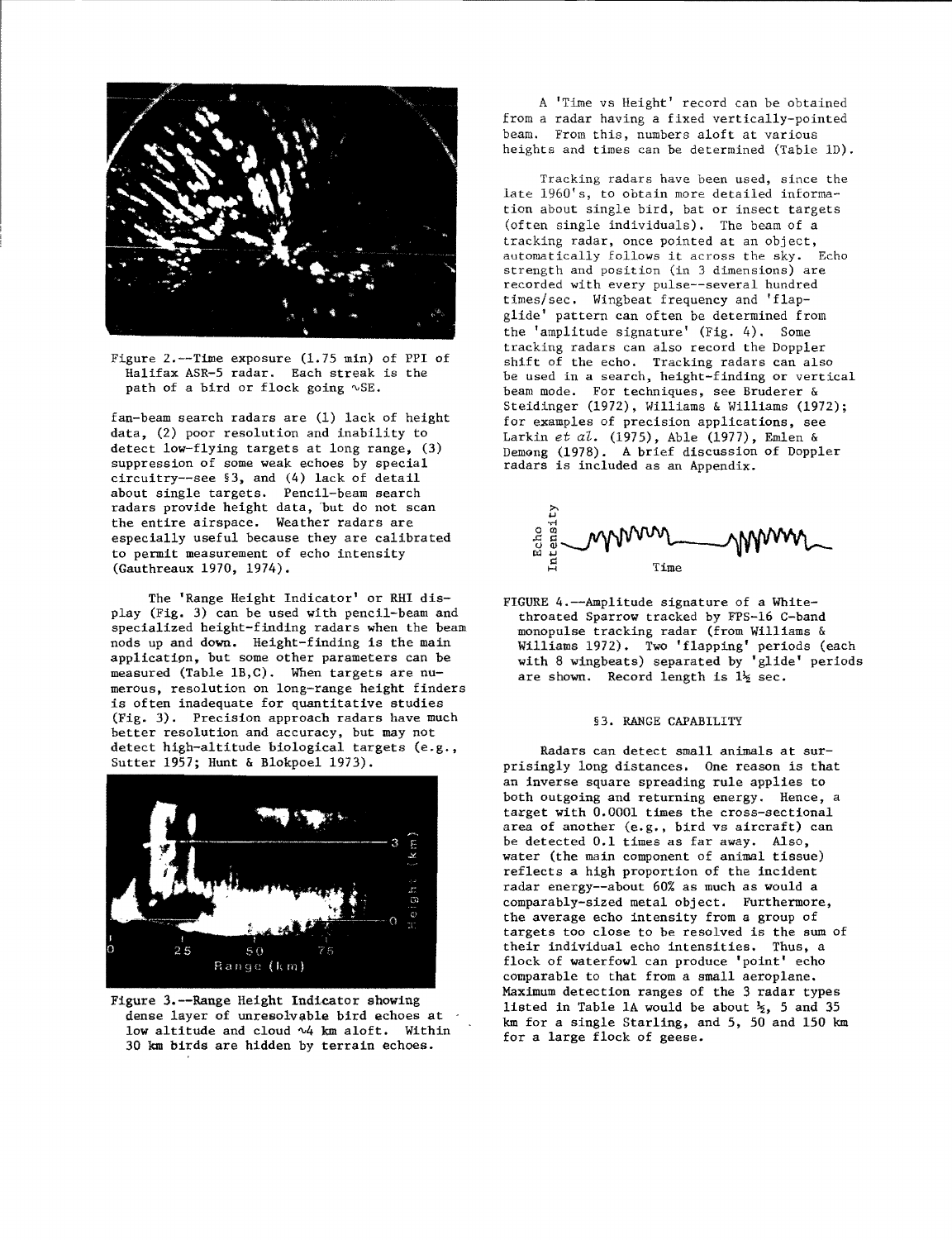Figure 2.--Time exposure (1.75 min) of PPI of Halifax ASR-5 radar. Each streak is the path of a bird or flock going ~SE.

fan-beam search radars are (1) lack of height data, (2) poor resolution and inability to detect low-flying targets at long range, (3) suppression of some weak echoes by special circuitry--see §3, and (4) lack of detail about single targets. Pencil-beam search radars provide height data, but do not scan the entire airspace. Weather radars are especially useful because they are calibrated to permit measurement of echo intensity (Gauthreaux 1970, 1974).

The 'Range Height Indicator' or RHI display (Fig. 3) can be used with pencil-beam and specialized height-finding radars when the beam nods up and down. Height-finding is the main application, but some other parameters can be measured (Table 1B,C). When targets are numerous, resolution on long-range height finders is often inadequate for quantitative studies (Fig. 3). Precision approach radars have much better resolution and accuracy, but may not detect high-altitude biological targets (e.g., Sutter 1957; Hunt & Blokpoel 1973).

Figure 3.--Range Height Indicator showing dense layer of unresolvable bird echoes at low altitude and cloud ~4 km aloft. Within 30 km birds are hidden by terrain echoes.

A 'Time vs Height' record can be obtained from a radar having a fixed vertically-pointed beam. From this, numbers aloft at various heights and times can be determined (Table 1D).

Tracking radars have been used, since the late 1960's, to obtain more detailed information about single bird, bat or insect targets (often single individuals). The beam of a tracking radar, once pointed at an object, automatically follows it across the sky. Echo strength and position (in 3 dimensions) are recorded with every pulse--several hundred times/sec. Wingbeat frequency and 'flap-glide' pattern can often be determined from the 'amplitude signature' (Fig. 4). Some tracking radars can also record the Doppler shift of the echo. Tracking radars can also be used in a search, height-finding or vertical beam mode. For techniques, see Bruderer & Steidinger (1972), Williams & Williams (1972); for examples of precision applications, see Larkin *et al.* (1975), Able (1977), Emlen & Demong (1978). A brief discussion of Doppler radars is included as an Appendix.

FIGURE 4.--Amplitude signature of a White-throated Sparrow tracked by FPS-16 C-band monopulse tracking radar (from Williams & Williams 1972). Two 'flapping' periods (each with 8 wingbeats) separated by 'glide' periods are shown. Record length is 1½ sec.

## §3. RANGE CAPABILITY

Radars can detect small animals at surprisingly long distances. One reason is that an inverse square spreading rule applies to both outgoing and returning energy. Hence, a target with 0.0001 times the cross-sectional area of another (e.g., bird vs aircraft) can be detected 0.1 times as far away. Also, water (the main component of animal tissue) reflects a high proportion of the incident radar energy--about 60% as much as would a comparably-sized metal object. Furthermore, the average echo intensity from a group of targets too close to be resolved is the sum of their individual echo intensities. Thus, a flock of waterfowl can produce 'point' echo comparable to that from a small aeroplane. Maximum detection ranges of the 3 radar types listed in Table 1A would be about ½, 5 and 35 km for a single Starling, and 5, 50 and 150 km for a large flock of geese.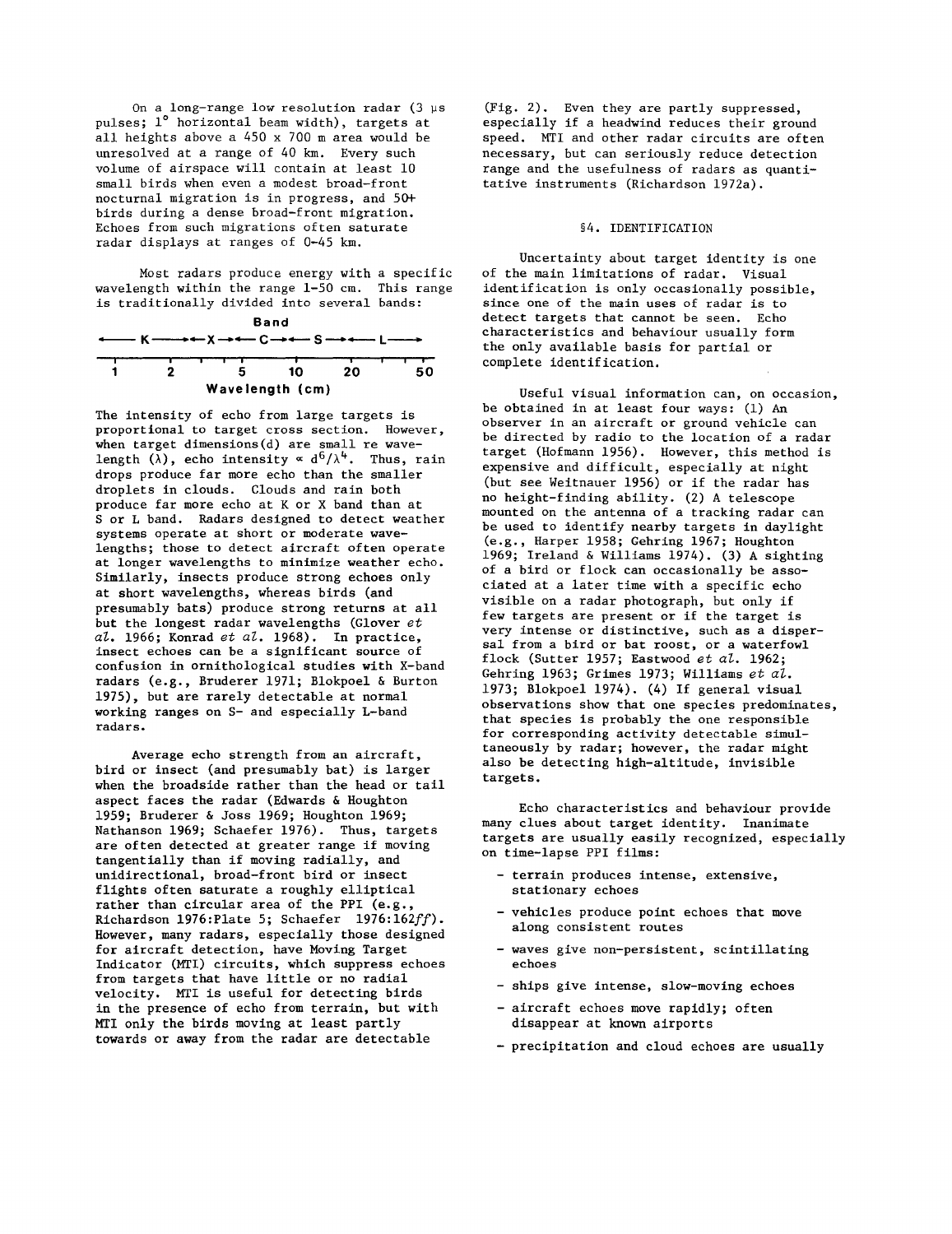On a long-range low resolution radar (3 μs pulses; 1° horizontal beam width), targets at all heights above a 450 x 700 m area would be unresolved at a range of 40 km. Every such volume of airspace will contain at least 10 small birds when even a modest broad-front nocturnal migration is in progress, and 50+ birds during a dense broad-front migration. Echoes from such migrations often saturate radar displays at ranges of 0-45 km.

Most radars produce energy with a specific wavelength within the range 1-50 cm. This range is traditionally divided into several bands:

| Band | K | X | C | S | L |
|---|---|---|---|---|---|
| Wavelength (cm) | 1 – 2 | 2 – 5 | 5 – 10 | 10 – 20 | 20 – 50 |

The intensity of echo from large targets is proportional to target cross section. However, when target dimensions(d) are small re wavelength ($\lambda$), echo intensity $\propto d^6/\lambda^4$. Thus, rain drops produce far more echo than the smaller droplets in clouds. Clouds and rain both produce far more echo at K or X band than at S or L band. Radars designed to detect weather systems operate at short or moderate wavelengths; those to detect aircraft often operate at longer wavelengths to minimize weather echo. Similarly, insects produce strong echoes only at short wavelengths, whereas birds (and presumably bats) produce strong returns at all but the longest radar wavelengths (Glover *et al.* 1966; Konrad *et al.* 1968). In practice, insect echoes can be a significant source of confusion in ornithological studies with X-band radars (e.g., Bruderer 1971; Blokpoel & Burton 1975), but are rarely detectable at normal working ranges on S- and especially L-band radars.

Average echo strength from an aircraft, bird or insect (and presumably bat) is larger when the broadside rather than the head or tail aspect faces the radar (Edwards & Houghton 1959; Bruderer & Joss 1969; Houghton 1969; Nathanson 1969; Schaefer 1976). Thus, targets are often detected at greater range if moving tangentially than if moving radially, and unidirectional, broad-front bird or insect flights often saturate a roughly elliptical rather than circular area of the PPI (e.g., Richardson 1976:Plate 5; Schaefer 1976:162*ff*). However, many radars, especially those designed for aircraft detection, have Moving Target Indicator (MTI) circuits, which suppress echoes from targets that have little or no radial velocity. MTI is useful for detecting birds in the presence of echo from terrain, but with MTI only the birds moving at least partly towards or away from the radar are detectable (Fig. 2). Even they are partly suppressed, especially if a headwind reduces their ground speed. MTI and other radar circuits are often necessary, but can seriously reduce detection range and the usefulness of radars as quantitative instruments (Richardson 1972a).

## §4. IDENTIFICATION

Uncertainty about target identity is one of the main limitations of radar. Visual identification is only occasionally possible, since one of the main uses of radar is to detect targets that cannot be seen. Echo characteristics and behaviour usually form the only available basis for partial or complete identification.

Useful visual information can, on occasion, be obtained in at least four ways: (1) An observer in an aircraft or ground vehicle can be directed by radio to the location of a radar target (Hofmann 1956). However, this method is expensive and difficult, especially at night (but see Weitnauer 1956) or if the radar has no height-finding ability. (2) A telescope mounted on the antenna of a tracking radar can be used to identify nearby targets in daylight (e.g., Harper 1958; Gehring 1967; Houghton 1969; Ireland & Williams 1974). (3) A sighting of a bird or flock can occasionally be associated at a later time with a specific echo visible on a radar photograph, but only if few targets are present or if the target is very intense or distinctive, such as a dispersal from a bird or bat roost, or a waterfowl flock (Sutter 1957; Eastwood *et al.* 1962; Gehring 1963; Grimes 1973; Williams *et al.* 1973; Blokpoel 1974). (4) If general visual observations show that one species predominates, that species is probably the one responsible for corresponding activity detectable simultaneously by radar; however, the radar might also be detecting high-altitude, invisible targets.

Echo characteristics and behaviour provide many clues about target identity. Inanimate targets are usually easily recognized, especially on time-lapse PPI films:

- terrain produces intense, extensive, stationary echoes
- vehicles produce point echoes that move along consistent routes
- waves give non-persistent, scintillating echoes
- ships give intense, slow-moving echoes
- aircraft echoes move rapidly; often disappear at known airports
- precipitation and cloud echoes are usually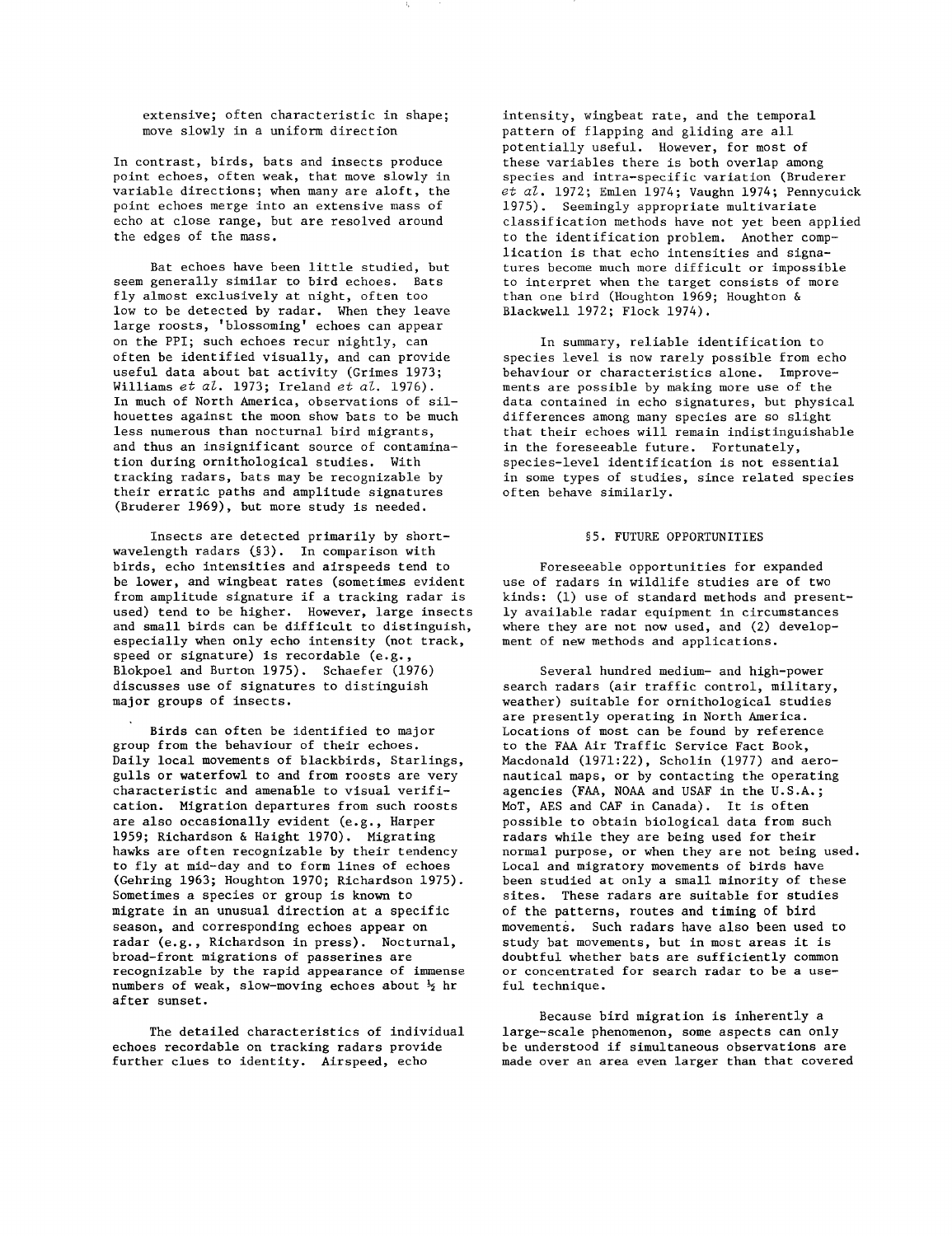extensive; often characteristic in shape; move slowly in a uniform direction

In contrast, birds, bats and insects produce point echoes, often weak, that move slowly in variable directions; when many are aloft, the point echoes merge into an extensive mass of echo at close range, but are resolved around the edges of the mass.

Bat echoes have been little studied, but seem generally similar to bird echoes. Bats fly almost exclusively at night, often too low to be detected by radar. When they leave large roosts, 'blossoming' echoes can appear on the PPI; such echoes recur nightly, can often be identified visually, and can provide useful data about bat activity (Grimes 1973; Williams *et al.* 1973; Ireland *et al.* 1976). In much of North America, observations of silhouettes against the moon show bats to be much less numerous than nocturnal bird migrants, and thus an insignificant source of contamination during ornithological studies. With tracking radars, bats may be recognizable by their erratic paths and amplitude signatures (Bruderer 1969), but more study is needed.

Insects are detected primarily by short-wavelength radars (§3). In comparison with birds, echo intensities and airspeeds tend to be lower, and wingbeat rates (sometimes evident from amplitude signature if a tracking radar is used) tend to be higher. However, large insects and small birds can be difficult to distinguish, especially when only echo intensity (not track, speed or signature) is recordable (e.g., Blokpoel and Burton 1975). Schaefer (1976) discusses use of signatures to distinguish major groups of insects.

Birds can often be identified to major group from the behaviour of their echoes. Daily local movements of blackbirds, Starlings, gulls or waterfowl to and from roosts are very characteristic and amenable to visual verification. Migration departures from such roosts are also occasionally evident (e.g., Harper 1959; Richardson & Haight 1970). Migrating hawks are often recognizable by their tendency to fly at mid-day and to form lines of echoes (Gehring 1963; Houghton 1970; Richardson 1975). Sometimes a species or group is known to migrate in an unusual direction at a specific season, and corresponding echoes appear on radar (e.g., Richardson in press). Nocturnal, broad-front migrations of passerines are recognizable by the rapid appearance of immense numbers of weak, slow-moving echoes about ½ hr after sunset.

The detailed characteristics of individual echoes recordable on tracking radars provide further clues to identity. Airspeed, echo intensity, wingbeat rate, and the temporal pattern of flapping and gliding are all potentially useful. However, for most of these variables there is both overlap among species and intra-specific variation (Bruderer *et al.* 1972; Emlen 1974; Vaughn 1974; Pennycuick 1975). Seemingly appropriate multivariate classification methods have not yet been applied to the identification problem. Another complication is that echo intensities and signatures become much more difficult or impossible to interpret when the target consists of more than one bird (Houghton 1969; Houghton & Blackwell 1972; Flock 1974).

In summary, reliable identification to species level is now rarely possible from echo behaviour or characteristics alone. Improvements are possible by making more use of the data contained in echo signatures, but physical differences among many species are so slight that their echoes will remain indistinguishable in the foreseeable future. Fortunately, species-level identification is not essential in some types of studies, since related species often behave similarly.

## §5. FUTURE OPPORTUNITIES

Foreseeable opportunities for expanded use of radars in wildlife studies are of two kinds: (1) use of standard methods and presently available radar equipment in circumstances where they are not now used, and (2) development of new methods and applications.

Several hundred medium- and high-power search radars (air traffic control, military, weather) suitable for ornithological studies are presently operating in North America. Locations of most can be found by reference to the FAA Air Traffic Service Fact Book, Macdonald (1971:22), Scholin (1977) and aeronautical maps, or by contacting the operating agencies (FAA, NOAA and USAF in the U.S.A.; MoT, AES and CAF in Canada). It is often possible to obtain biological data from such radars while they are being used for their normal purpose, or when they are not being used. Local and migratory movements of birds have been studied at only a small minority of these sites. These radars are suitable for studies of the patterns, routes and timing of bird movements. Such radars have also been used to study bat movements, but in most areas it is doubtful whether bats are sufficiently common or concentrated for search radar to be a useful technique.

Because bird migration is inherently a large-scale phenomenon, some aspects can only be understood if simultaneous observations are made over an area even larger than that covered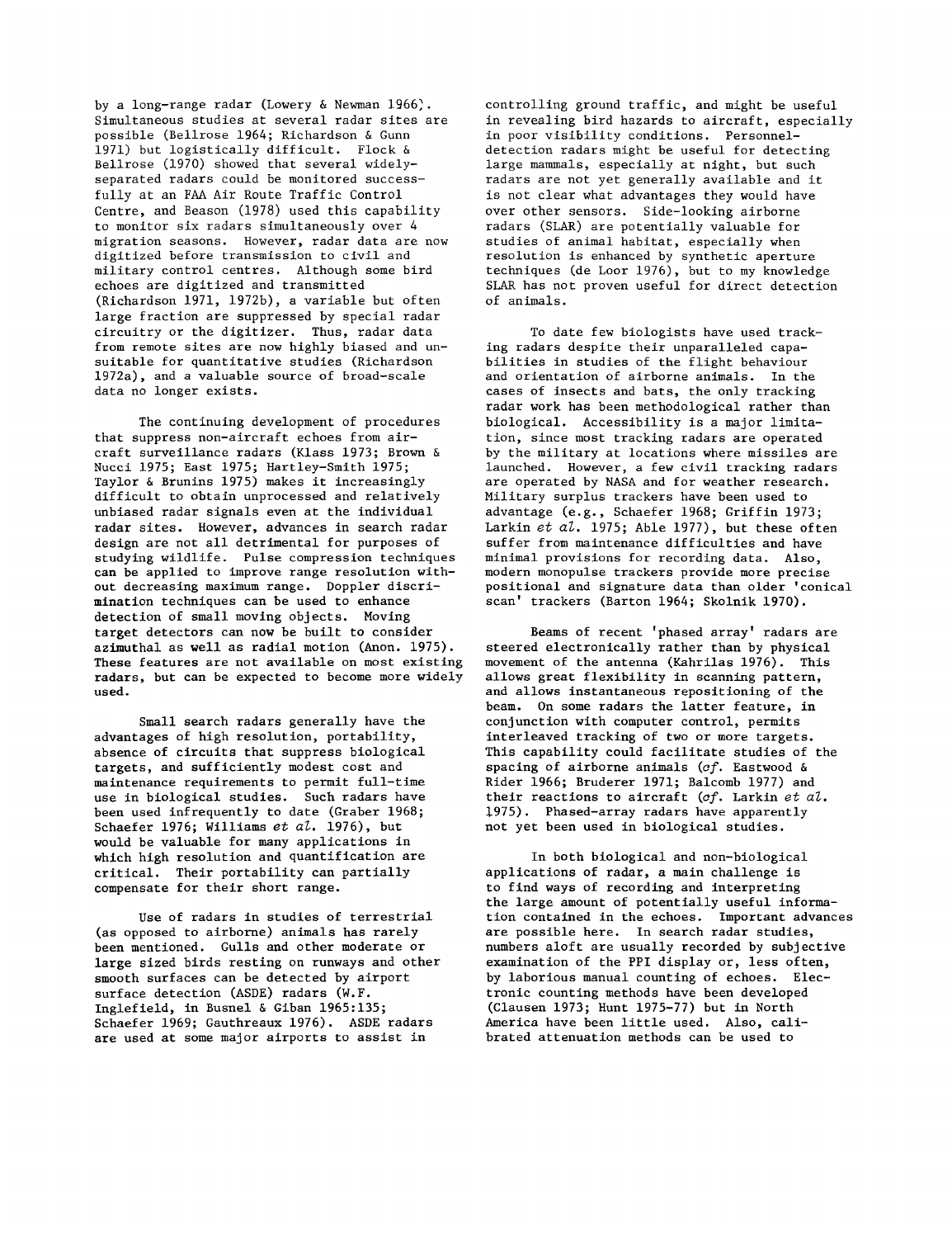by a long-range radar (Lowery & Newman 1966). Simultaneous studies at several radar sites are possible (Bellrose 1964; Richardson & Gunn 1971) but logistically difficult. Flock & Bellrose (1970) showed that several widely-separated radars could be monitored successfully at an FAA Air Route Traffic Control Centre, and Beason (1978) used this capability to monitor six radars simultaneously over 4 migration seasons. However, radar data are now digitized before transmission to civil and military control centres. Although some bird echoes are digitized and transmitted (Richardson 1971, 1972b), a variable but often large fraction are suppressed by special radar circuitry or the digitizer. Thus, radar data from remote sites are now highly biased and unsuitable for quantitative studies (Richardson 1972a), and a valuable source of broad-scale data no longer exists.

The continuing development of procedures that suppress non-aircraft echoes from aircraft surveillance radars (Klass 1973; Brown & Nucci 1975; East 1975; Hartley-Smith 1975; Taylor & Brunins 1975) makes it increasingly difficult to obtain unprocessed and relatively unbiased radar signals even at the individual radar sites. However, advances in search radar design are not all detrimental for purposes of studying wildlife. Pulse compression techniques can be applied to improve range resolution without decreasing maximum range. Doppler discrimination techniques can be used to enhance detection of small moving objects. Moving target detectors can now be built to consider azimuthal as well as radial motion (Anon. 1975). These features are not available on most existing radars, but can be expected to become more widely used.

Small search radars generally have the advantages of high resolution, portability, absence of circuits that suppress biological targets, and sufficiently modest cost and maintenance requirements to permit full-time use in biological studies. Such radars have been used infrequently to date (Graber 1968; Schaefer 1976; Williams *et al.* 1976), but would be valuable for many applications in which high resolution and quantification are critical. Their portability can partially compensate for their short range.

Use of radars in studies of terrestrial (as opposed to airborne) animals has rarely been mentioned. Gulls and other moderate or large sized birds resting on runways and other smooth surfaces can be detected by airport surface detection (ASDE) radars (W.F. Inglefield, in Busnel & Giban 1965:135; Schaefer 1969; Gauthreaux 1976). ASDE radars are used at some major airports to assist in controlling ground traffic, and might be useful in revealing bird hazards to aircraft, especially in poor visibility conditions. Personnel-detection radars might be useful for detecting large mammals, especially at night, but such radars are not yet generally available and it is not clear what advantages they would have over other sensors. Side-looking airborne radars (SLAR) are potentially valuable for studies of animal habitat, especially when resolution is enhanced by synthetic aperture techniques (de Loor 1976), but to my knowledge SLAR has not proven useful for direct detection of animals.

To date few biologists have used tracking radars despite their unparalleled capabilities in studies of the flight behaviour and orientation of airborne animals. In the cases of insects and bats, the only tracking radar work has been methodological rather than biological. Accessibility is a major limitation, since most tracking radars are operated by the military at locations where missiles are launched. However, a few civil tracking radars are operated by NASA and for weather research. Military surplus trackers have been used to advantage (e.g., Schaefer 1968; Griffin 1973; Larkin *et al.* 1975; Able 1977), but these often suffer from maintenance difficulties and have minimal provisions for recording data. Also, modern monopulse trackers provide more precise positional and signature data than older 'conical scan' trackers (Barton 1964; Skolnik 1970).

Beams of recent 'phased array' radars are steered electronically rather than by physical movement of the antenna (Kahrilas 1976). This allows great flexibility in scanning pattern, and allows instantaneous repositioning of the beam. On some radars the latter feature, in conjunction with computer control, permits interleaved tracking of two or more targets. This capability could facilitate studies of the spacing of airborne animals (*cf.* Eastwood & Rider 1966; Bruderer 1971; Balcomb 1977) and their reactions to aircraft (*cf.* Larkin *et al.* 1975). Phased-array radars have apparently not yet been used in biological studies.

In both biological and non-biological applications of radar, a main challenge is to find ways of recording and interpreting the large amount of potentially useful information contained in the echoes. Important advances are possible here. In search radar studies, numbers aloft are usually recorded by subjective examination of the PPI display or, less often, by laborious manual counting of echoes. Electronic counting methods have been developed (Clausen 1973; Hunt 1975-77) but in North America have been little used. Also, calibrated attenuation methods can be used to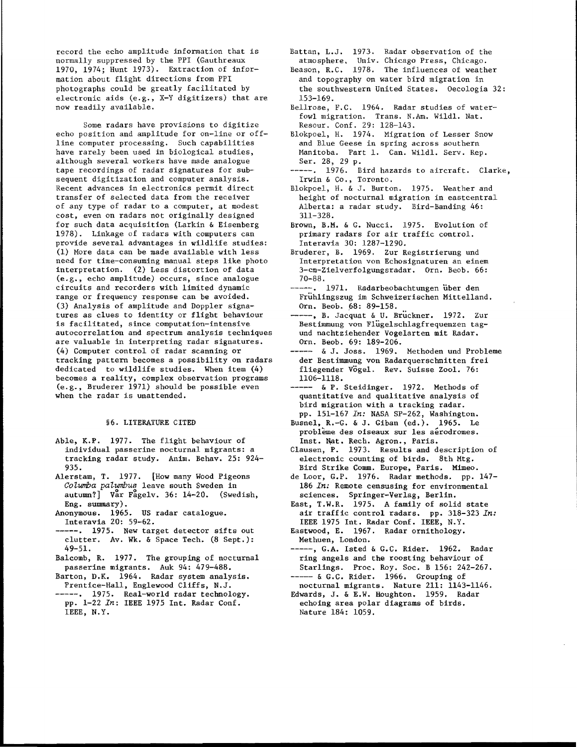record the echo amplitude information that is normally suppressed by the PPI (Gauthreaux 1970, 1974; Hunt 1973). Extraction of information about flight directions from PPI photographs could be greatly facilitated by electronic aids (e.g., X-Y digitizers) that are now readily available.

Some radars have provisions to digitize echo position and amplitude for on-line or off-line computer processing. Such capabilities have rarely been used in biological studies, although several workers have made analogue tape recordings of radar signatures for subsequent digitization and computer analysis. Recent advances in electronics permit direct transfer of selected data from the receiver of any type of radar to a computer, at modest cost, even on radars not originally designed for such data acquisition (Larkin & Eisenberg 1978). Linkage of radars with computers can provide several advantages in wildlife studies: (1) More data can be made available with less need for time-consuming manual steps like photo interpretation. (2) Less distortion of data (e.g., echo amplitude) occurs, since analogue circuits and recorders with limited dynamic range or frequency response can be avoided. (3) Analysis of amplitude and Doppler signatures as clues to identity or flight behaviour is facilitated, since computation-intensive autocorrelation and spectrum analysis techniques are valuable in interpreting radar signatures. (4) Computer control of radar scanning or tracking pattern becomes a possibility on radars dedicated to wildlife studies. When item (4) becomes a reality, complex observation programs (e.g., Bruderer 1971) should be possible even when the radar is unattended.

## §6. LITERATURE CITED

Able, K.P. 1977. The flight behaviour of individual passerine nocturnal migrants: a tracking radar study. Anim. Behav. 25: 924-935.

Alerstam, T. 1977. [How many Wood Pigeons *Columba palumbus* leave south Sweden in autumn?] Vår Fågelv. 36: 14-20. (Swedish, Eng. summary).

Anonymous. 1965. US radar catalogue. Interavia 20: 59-62.

-----. 1975. New target detector sifts out clutter. Av. Wk. & Space Tech. (8 Sept.): 49-51.

Balcomb, R. 1977. The grouping of nocturnal passerine migrants. Auk 94: 479-488.

Barton, D.K. 1964. Radar system analysis. Prentice-Hall, Englewood Cliffs, N.J.

-----. 1975. Real-world radar technology. pp. 1-22 *In*: IEEE 1975 Int. Radar Conf. IEEE, N.Y.

Battan, L.J. 1973. Radar observation of the atmosphere. Univ. Chicago Press, Chicago.

Beason, R.C. 1978. The influences of weather and topography on water bird migration in the southwestern United States. Oecologia 32: 153-169.

Bellrose, F.C. 1964. Radar studies of waterfowl migration. Trans. N.Am. Wildl. Nat. Resour. Conf. 29: 128-143.

Blokpoel, H. 1974. Migration of Lesser Snow and Blue Geese in spring across southern Manitoba. Part 1. Can. Wildl. Serv. Rep. Ser. 28, 29 p.

-----. 1976. Bird hazards to aircraft. Clarke, Irwin & Co., Toronto.

Blokpoel, H. & J. Burton. 1975. Weather and height of nocturnal migration in eastcentral Alberta: a radar study. Bird-Banding 46: 311-328.

Brown, B.M. & G. Nucci. 1975. Evolution of primary radars for air traffic control. Interavia 30: 1287-1290.

Bruderer, B. 1969. Zur Registrierung und Interpretation von Echosignaturen an einem 3-cm-Zielverfolgungsradar. Orn. Beob. 66: 70-88.

-----. 1971. Radarbeobachtungen über den Frühlingszug im Schweizerischen Mittelland. Orn. Beob. 68: 89-158.

-----, B. Jacquat & U. Brückner. 1972. Zur Bestimmung von Flügelschlagfrequenzen tag- und nachtziehender Vogelarten mit Radar. Orn. Beob. 69: 189-206.

----- & J. Joss. 1969. Methoden und Probleme der Bestimmung von Radarquerschnitten frei fliegender Vögel. Rev. Suisse Zool. 76: 1106-1118.

----- & P. Steidinger. 1972. Methods of quantitative and qualitative analysis of bird migration with a tracking radar. pp. 151-167 *In:* NASA SP-262, Washington.

Busnel, R.-G. & J. Giban (ed.). 1965. Le problème des oiseaux sur les aérodromes. Inst. Nat. Rech. Agron., Paris.

Clausen, P. 1973. Results and description of electronic counting of birds. 8th Mtg. Bird Strike Comm. Europe, Paris. Mimeo.

de Loor, G.P. 1976. Radar methods. pp. 147-186 *In:* Remote censusing for environmental sciences. Springer-Verlag, Berlin.

East, T.W.R. 1975. A family of solid state air traffic control radars. pp. 318-323 *In:* IEEE 1975 Int. Radar Conf. IEEE, N.Y.

Eastwood, E. 1967. Radar ornithology. Methuen, London.

-----, G.A. Isted & G.C. Rider. 1962. Radar ring angels and the roosting behaviour of Starlings. Proc. Roy. Soc. B 156: 242-267.

----- & G.C. Rider. 1966. Grouping of nocturnal migrants. Nature 211: 1143-1146.

Edwards, J. & E.W. Houghton. 1959. Radar echoing area polar diagrams of birds. Nature 184: 1059.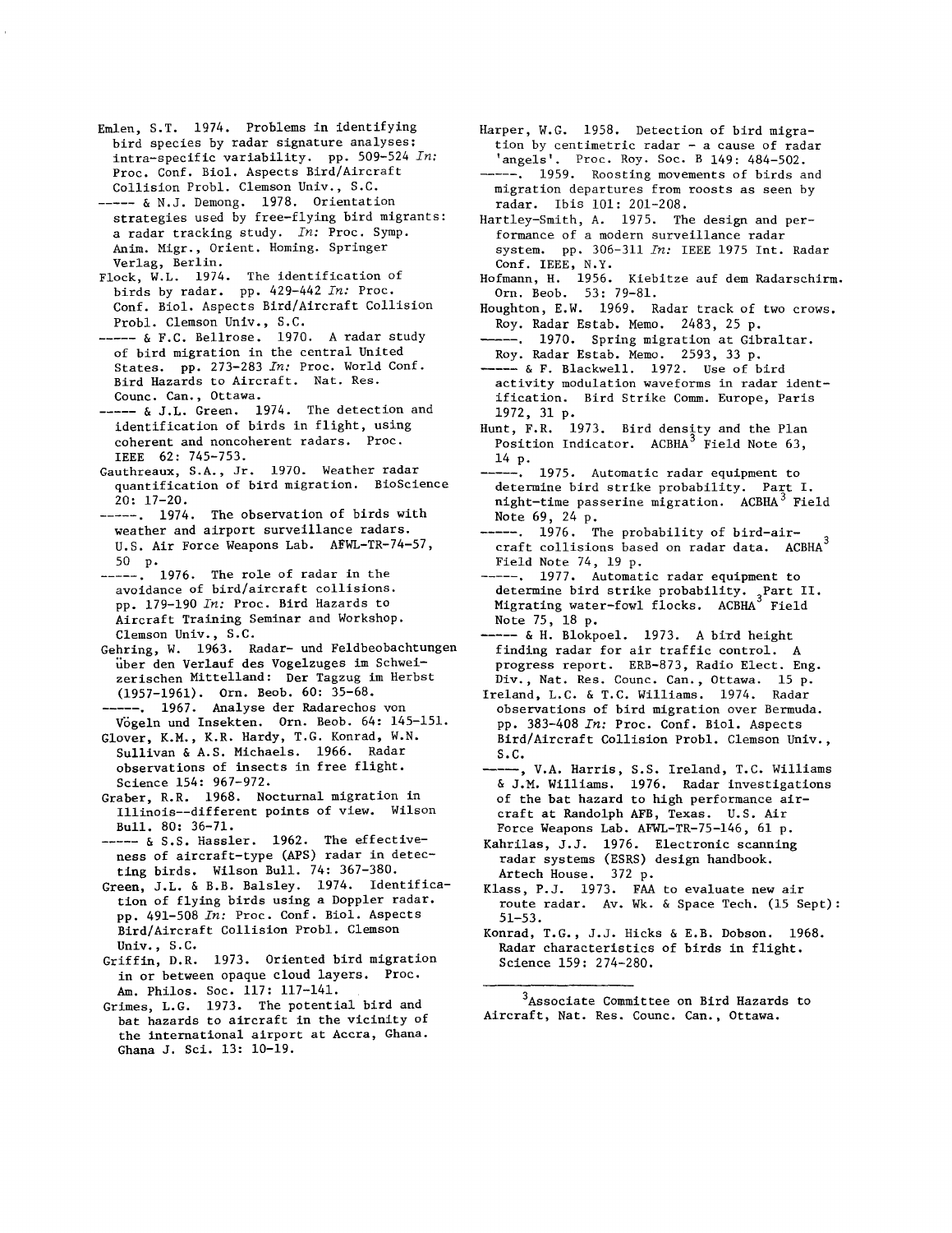Emlen, S.T. 1974. Problems in identifying bird species by radar signature analyses: intra-specific variability. pp. 509-524 *In:* Proc. Conf. Biol. Aspects Bird/Aircraft Collision Probl. Clemson Univ., S.C.

----- & N.J. Demong. 1978. Orientation strategies used by free-flying bird migrants: a radar tracking study. *In:* Proc. Symp. Anim. Migr., Orient. Homing. Springer Verlag, Berlin.

Flock, W.L. 1974. The identification of birds by radar. pp. 429-442 *In:* Proc. Conf. Biol. Aspects Bird/Aircraft Collision Probl. Clemson Univ., S.C.

----- & F.C. Bellrose. 1970. A radar study of bird migration in the central United States. pp. 273-283 *In:* Proc. World Conf. Bird Hazards to Aircraft. Nat. Res. Counc. Can., Ottawa.

----- & J.L. Green. 1974. The detection and identification of birds in flight, using coherent and noncoherent radars. Proc. IEEE 62: 745-753.

Gauthreaux, S.A., Jr. 1970. Weather radar quantification of bird migration. BioScience 20: 17-20.

-----. 1974. The observation of birds with weather and airport surveillance radars. U.S. Air Force Weapons Lab. AFWL-TR-74-57, 50 p.

-----. 1976. The role of radar in the avoidance of bird/aircraft collisions. pp. 179-190 *In:* Proc. Bird Hazards to Aircraft Training Seminar and Workshop. Clemson Univ., S.C.

Gehring, W. 1963. Radar- und Feldbeobachtungen über den Verlauf des Vogelzuges im Schweizerischen Mittelland: Der Tagzug im Herbst (1957-1961). Orn. Beob. 60: 35-68.

-----. 1967. Analyse der Radarechos von Vögeln und Insekten. Orn. Beob. 64: 145-151.

Glover, K.M., K.R. Hardy, T.G. Konrad, W.N. Sullivan & A.S. Michaels. 1966. Radar observations of insects in free flight. Science 154: 967-972.

Graber, R.R. 1968. Nocturnal migration in Illinois--different points of view. Wilson Bull. 80: 36-71.

----- & S.S. Hassler. 1962. The effectiveness of aircraft-type (APS) radar in detecting birds. Wilson Bull. 74: 367-380.

Green, J.L. & B.B. Balsley. 1974. Identification of flying birds using a Doppler radar. pp. 491-508 *In:* Proc. Conf. Biol. Aspects Bird/Aircraft Collision Probl. Clemson Univ., S.C.

Griffin, D.R. 1973. Oriented bird migration in or between opaque cloud layers. Proc. Am. Philos. Soc. 117: 117-141.

Grimes, L.G. 1973. The potential bird and bat hazards to aircraft in the vicinity of the international airport at Accra, Ghana. Ghana J. Sci. 13: 10-19.

Harper, W.G. 1958. Detection of bird migration by centimetric radar - a cause of radar 'angels'. Proc. Roy. Soc. B 149: 484-502.

-----. 1959. Roosting movements of birds and migration departures from roosts as seen by radar. Ibis 101: 201-208.

Hartley-Smith, A. 1975. The design and performance of a modern surveillance radar system. pp. 306-311 *In:* IEEE 1975 Int. Radar Conf. IEEE, N.Y.

Hofmann, H. 1956. Kiebitze auf dem Radarschirm. Orn. Beob. 53: 79-81.

Houghton, E.W. 1969. Radar track of two crows. Roy. Radar Estab. Memo. 2483, 25 p.

-----. 1970. Spring migration at Gibraltar. Roy. Radar Estab. Memo. 2593, 33 p.

----- & F. Blackwell. 1972. Use of bird activity modulation waveforms in radar identification. Bird Strike Comm. Europe, Paris 1972, 31 p.

Hunt, F.R. 1973. Bird density and the Plan Position Indicator. ACBHA[3] Field Note 63, 14 p.

-----. 1975. Automatic radar equipment to determine bird strike probability. Part I. night-time passerine migration. ACBHA[3] Field Note 69, 24 p.

-----. 1976. The probability of bird-aircraft collisions based on radar data. ACBHA[3] Field Note 74, 19 p.

-----. 1977. Automatic radar equipment to determine bird strike probability. Part II. Migrating water-fowl flocks. ACBHA[3] Field Note 75, 18 p.

----- & H. Blokpoel. 1973. A bird height finding radar for air traffic control. A progress report. ERB-873, Radio Elect. Eng. Div., Nat. Res. Counc. Can., Ottawa. 15 p.

Ireland, L.C. & T.C. Williams. 1974. Radar observations of bird migration over Bermuda. pp. 383-408 *In:* Proc. Conf. Biol. Aspects Bird/Aircraft Collision Probl. Clemson Univ., S.C.

-----, V.A. Harris, S.S. Ireland, T.C. Williams & J.M. Williams. 1976. Radar investigations of the bat hazard to high performance aircraft at Randolph AFB, Texas. U.S. Air Force Weapons Lab. AFWL-TR-75-146, 61 p.

Kahrilas, J.J. 1976. Electronic scanning radar systems (ESRS) design handbook. Artech House. 372 p.

Klass, P.J. 1973. FAA to evaluate new air route radar. Av. Wk. & Space Tech. (15 Sept): 51-53.

Konrad, T.G., J.J. Hicks & E.B. Dobson. 1968. Radar characteristics of birds in flight. Science 159: 274-280.

---

[3]Associate Committee on Bird Hazards to Aircraft, Nat. Res. Counc. Can., Ottawa.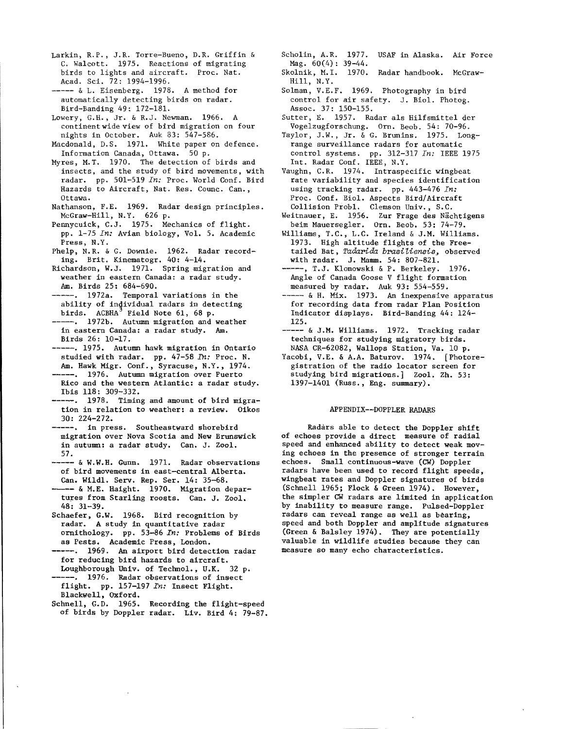Larkin, R.P., J.R. Torre-Bueno, D.R. Griffin & C. Walcott. 1975. Reactions of migrating birds to lights and aircraft. Proc. Nat. Acad. Sci. 72: 1994-1996.

----- & L. Eisenberg. 1978. A method for automatically detecting birds on radar. Bird-Banding 49: 172-181.

Lowery, G.H., Jr. & R.J. Newman. 1966. A continentwide view of bird migration on four nights in October. Auk 83: 547-586.

Macdonald, D.S. 1971. White paper on defence. Information Canada, Ottawa. 50 p.

Myres, M.T. 1970. The detection of birds and insects, and the study of bird movements, with radar. pp. 501-519 *In:* Proc. World Conf. Bird Hazards to Aircraft, Nat. Res. Counc. Can., Ottawa.

Nathanson, F.E. 1969. Radar design principles. McGraw-Hill, N.Y. 626 p.

Pennycuick, C.J. 1975. Mechanics of flight. pp. 1-75 *In:* Avian biology, Vol. 5. Academic Press, N.Y.

Phelp, N.R. & G. Downie. 1962. Radar recording. Brit. Kinematogr. 40: 4-14.

Richardson, W.J. 1971. Spring migration and weather in eastern Canada: a radar study. Am. Birds 25: 684-690.

-----. 1972a. Temporal variations in the ability of individual radars in detecting birds. ACBHA[3] Field Note 61, 68 p.

-----. 1972b. Autumn migration and weather in eastern Canada: a radar study. Am. Birds 26: 10-17.

-----. 1975. Autumn hawk migration in Ontario studied with radar. pp. 47-58 *In:* Proc. N. Am. Hawk Migr. Conf., Syracuse, N.Y., 1974.

-----. 1976. Autumn migration over Puerto Rico and the western Atlantic: a radar study. Ibis 118: 309-332.

-----. 1978. Timing and amount of bird migration in relation to weather: a review. Oikos 30: 224-272.

-----. in press. Southeastward shorebird migration over Nova Scotia and New Brunswick in autumn: a radar study. Can. J. Zool. 57.

----- & W.W.H. Gunn. 1971. Radar observations of bird movements in east-central Alberta. Can. Wildl. Serv. Rep. Ser. 14: 35-68.

----- & M.E. Haight. 1970. Migration departures from Starling roosts. Can. J. Zool. 48: 31-39.

Schaefer, G.W. 1968. Bird recognition by radar. A study in quantitative radar ornithology. pp. 53-86 *In:* Problems of Birds as Pests. Academic Press, London.

-----. 1969. An airport bird detection radar for reducing bird hazards to aircraft. Loughborough Univ. of Technol., U.K. 32 p.

-----. 1976. Radar observations of insect flight. pp. 157-197 *In:* Insect Flight. Blackwell, Oxford.

Schnell, G.D. 1965. Recording the flight-speed of birds by Doppler radar. Liv. Bird 4: 79-87.

Scholin, A.R. 1977. USAF in Alaska. Air Force Mag. 60(4): 39-44.

Skolnik, M.I. 1970. Radar handbook. McGraw-Hill, N.Y.

Solman, V.E.F. 1969. Photography in bird control for air safety. J. Biol. Photog. Assoc. 37: 150-155.

Sutter, E. 1957. Radar als Hilfsmittel der Vogelzugforschung. Orn. Beob. 54: 70-96.

Taylor, J.W., Jr. & G. Brunins. 1975. Long-range surveillance radars for automatic control systems. pp. 312-317 *In:* IEEE 1975 Int. Radar Conf. IEEE, N.Y.

Vaughn, C.R. 1974. Intraspecific wingbeat rate variability and species identification using tracking radar. pp. 443-476 *In:* Proc. Conf. Biol. Aspects Bird/Aircraft Collision Probl. Clemson Univ., S.C.

Weitnauer, E. 1956. Zur Frage des Nächtigens beim Mauersegler. Orn. Beob. 53: 74-79.

Williams, T.C., L.C. Ireland & J.M. Williams. 1973. High altitude flights of the Free-tailed Bat, *Tadarida brasiliensis*, observed with radar. J. Mamm. 54: 807-821.

-----, T.J. Klonowski & P. Berkeley. 1976. Angle of Canada Goose V flight formation measured by radar. Auk 93: 554-559.

----- & H. Mix. 1973. An inexpensive apparatus for recording data from radar Plan Position Indicator displays. Bird-Banding 44: 124-125.

----- & J.M. Williams. 1972. Tracking radar techniques for studying migratory birds. NASA CR-62082, Wallops Station, Va. 10 p.

Yacobi, V.E. & A.A. Baturov. 1974. [Photoregistration of the radio locator screen for studying bird migrations.] Zool. Zh. 53: 1397-1401 (Russ., Eng. summary).

## APPENDIX--DOPPLER RADARS

Radars able to detect the Doppler shift of echoes provide a direct measure of radial speed and enhanced ability to detect weak moving echoes in the presence of stronger terrain echoes. Small continuous-wave (CW) Doppler radars have been used to record flight speeds, wingbeat rates and Doppler signatures of birds (Schnell 1965; Flock & Green 1974). However, the simpler CW radars are limited in application by inability to measure range. Pulsed-Doppler radars can reveal range as well as bearing, speed and both Doppler and amplitude signatures (Green & Balsley 1974). They are potentially valuable in wildlife studies because they can measure so many echo characteristics.